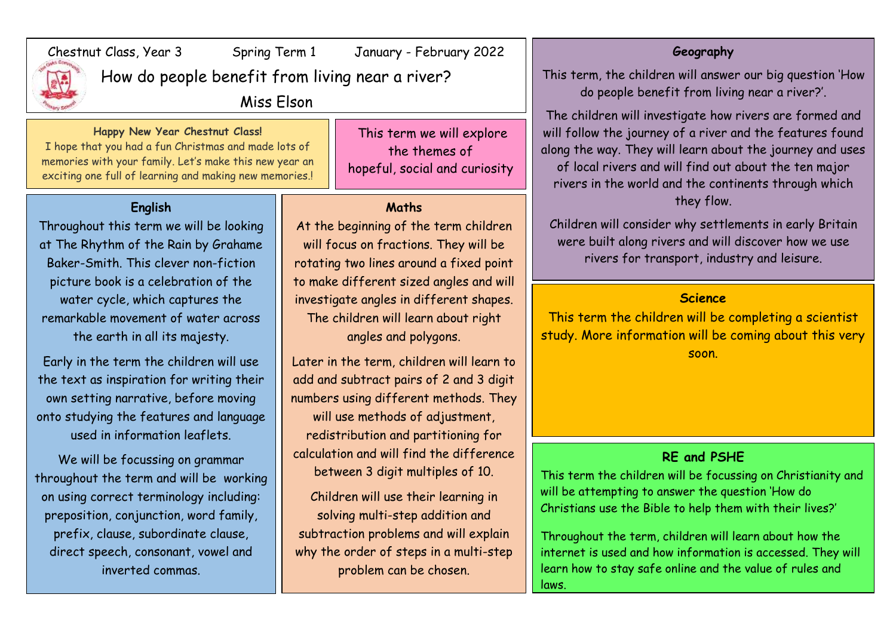Chestnut Class, Year 3 Spring Term 1 January - February 2022

# How do people benefit from living near a river?

Miss Elson

**Happy New Year Chestnut Class!**
I hope that you had a fun Christmas and made lots of memories with your family. Let's make this new year an exciting one full of learning and making new memories.!

This term we will explore the themes of hopeful, social and curiosity

## English

Throughout this term we will be looking at The Rhythm of the Rain by Grahame Baker-Smith. This clever non-fiction picture book is a celebration of the water cycle, which captures the remarkable movement of water across the earth in all its majesty.

Early in the term the children will use the text as inspiration for writing their own setting narrative, before moving onto studying the features and language used in information leaflets.

We will be focussing on grammar throughout the term and will be working on using correct terminology including: preposition, conjunction, word family, prefix, clause, subordinate clause, direct speech, consonant, vowel and inverted commas.

## Maths

At the beginning of the term children will focus on fractions. They will be rotating two lines around a fixed point to make different sized angles and will investigate angles in different shapes. The children will learn about right angles and polygons.

Later in the term, children will learn to add and subtract pairs of 2 and 3 digit numbers using different methods. They will use methods of adjustment, redistribution and partitioning for calculation and will find the difference between 3 digit multiples of 10.

Children will use their learning in solving multi-step addition and subtraction problems and will explain why the order of steps in a multi-step problem can be chosen.

## Geography

This term, the children will answer our big question 'How do people benefit from living near a river?'.

The children will investigate how rivers are formed and will follow the journey of a river and the features found along the way. They will learn about the journey and uses of local rivers and will find out about the ten major rivers in the world and the continents through which they flow.

Children will consider why settlements in early Britain were built along rivers and will discover how we use rivers for transport, industry and leisure.

## Science

This term the children will be completing a scientist study. More information will be coming about this very soon.

## RE and PSHE

This term the children will be focussing on Christianity and will be attempting to answer the question 'How do Christians use the Bible to help them with their lives?'

Throughout the term, children will learn about how the internet is used and how information is accessed. They will learn how to stay safe online and the value of rules and laws.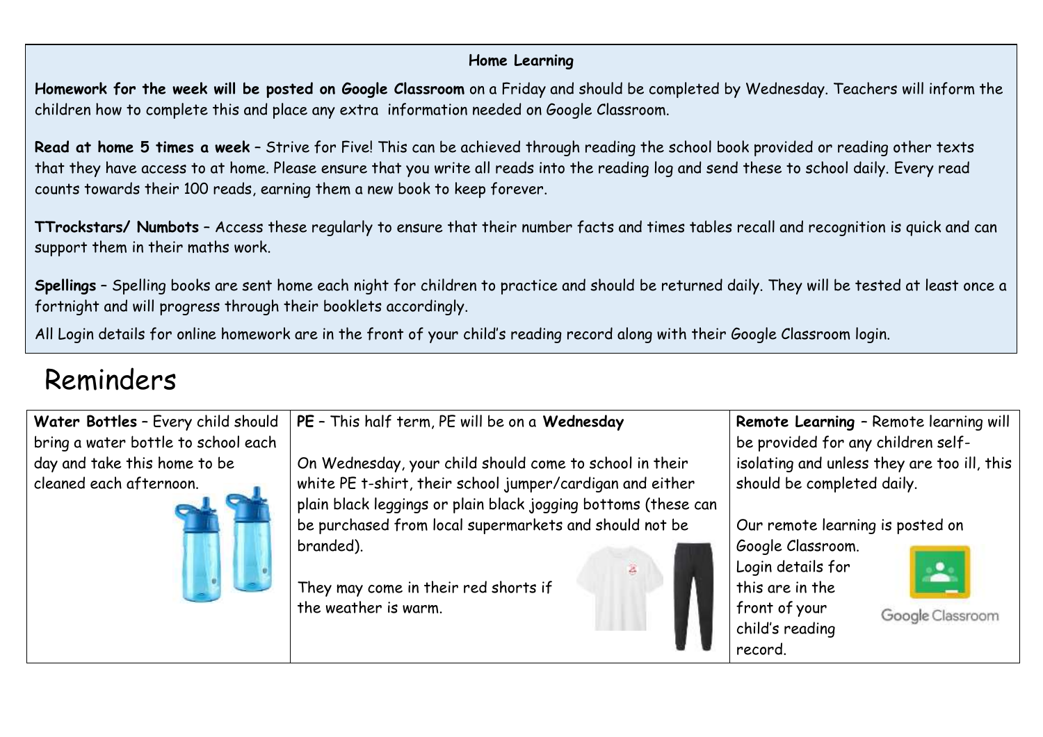**Home Learning**

**Homework for the week will be posted on Google Classroom** on a Friday and should be completed by Wednesday. Teachers will inform the children how to complete this and place any extra information needed on Google Classroom.

**Read at home 5 times a week** – Strive for Five! This can be achieved through reading the school book provided or reading other texts that they have access to at home. Please ensure that you write all reads into the reading log and send these to school daily. Every read counts towards their 100 reads, earning them a new book to keep forever.

**TTrockstars/ Numbots** – Access these regularly to ensure that their number facts and times tables recall and recognition is quick and can support them in their maths work.

**Spellings** – Spelling books are sent home each night for children to practice and should be returned daily. They will be tested at least once a fortnight and will progress through their booklets accordingly.

All Login details for online homework are in the front of your child's reading record along with their Google Classroom login.

# Reminders

**Water Bottles** – Every child should bring a water bottle to school each day and take this home to be cleaned each afternoon.

**PE** – This half term, PE will be on a **Wednesday**

On Wednesday, your child should come to school in their white PE t-shirt, their school jumper/cardigan and either plain black leggings or plain black jogging bottoms (these can be purchased from local supermarkets and should not be branded).

They may come in their red shorts if the weather is warm.

**Remote Learning** – Remote learning will be provided for any children self-isolating and unless they are too ill, this should be completed daily.

Our remote learning is posted on Google Classroom. Login details for this are in the front of your child's reading record.

Google Classroom